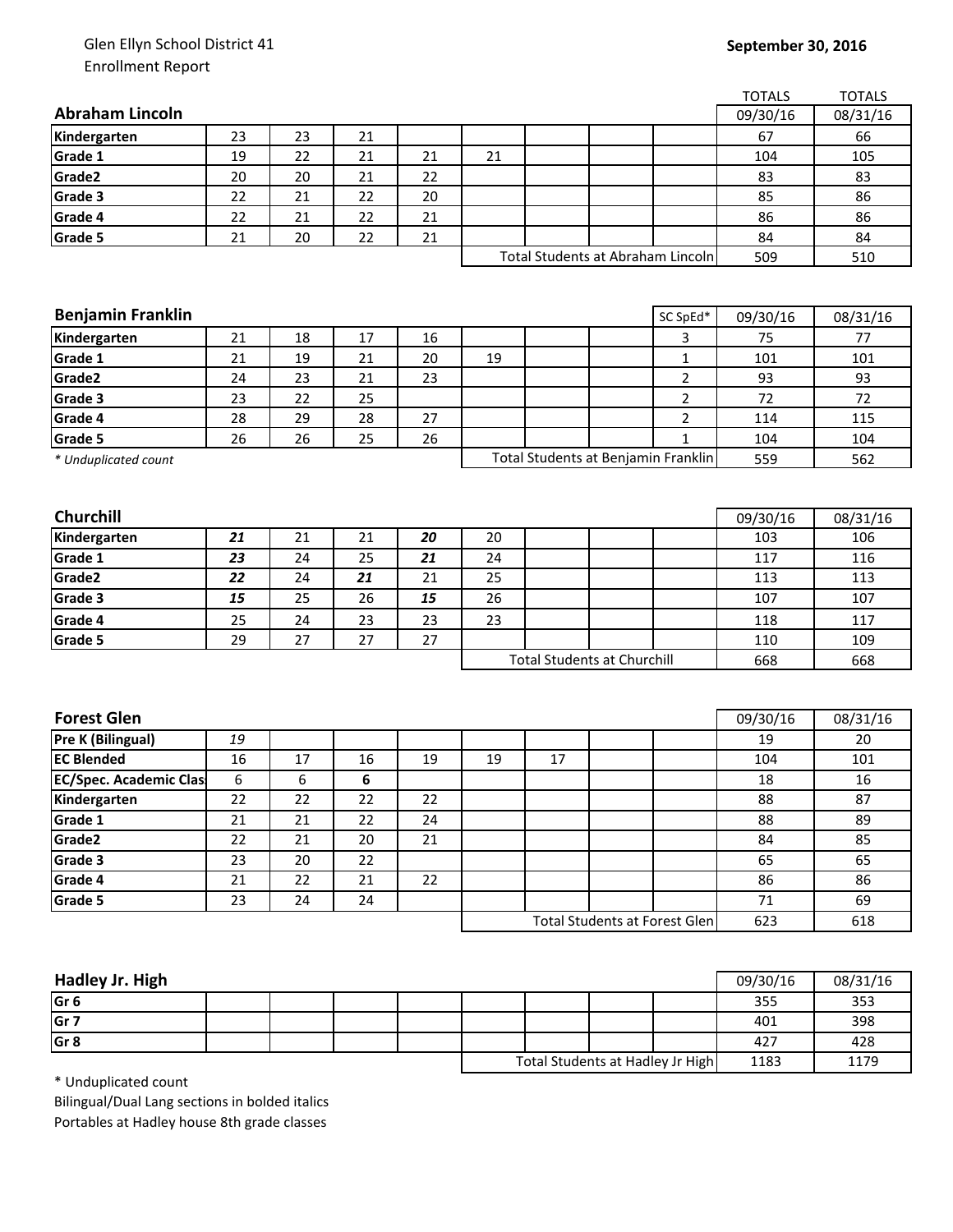Glen Ellyn School District 41
Enrollment Report

**September 30, 2016**

| **Abraham Lincoln** | | | | | | | | | TOTALS 09/30/16 | TOTALS 08/31/16 |
|---|---|---|---|---|---|---|---|---|---|---|
| **Kindergarten** | 23 | 23 | 21 | | | | | | 67 | 66 |
| **Grade 1** | 19 | 22 | 21 | 21 | 21 | | | | 104 | 105 |
| **Grade2** | 20 | 20 | 21 | 22 | | | | | 83 | 83 |
| **Grade 3** | 22 | 21 | 22 | 20 | | | | | 85 | 86 |
| **Grade 4** | 22 | 21 | 22 | 21 | | | | | 86 | 86 |
| **Grade 5** | 21 | 20 | 22 | 21 | | | | | 84 | 84 |
| | | | | | Total Students at Abraham Lincoln | | | | 509 | 510 |

| **Benjamin Franklin** | | | | | | | | SC SpEd* | 09/30/16 | 08/31/16 |
|---|---|---|---|---|---|---|---|---|---|---|
| **Kindergarten** | 21 | 18 | 17 | 16 | | | | 3 | 75 | 77 |
| **Grade 1** | 21 | 19 | 21 | 20 | 19 | | | 1 | 101 | 101 |
| **Grade2** | 24 | 23 | 21 | 23 | | | | 2 | 93 | 93 |
| **Grade 3** | 23 | 22 | 25 | | | | | 2 | 72 | 72 |
| **Grade 4** | 28 | 29 | 28 | 27 | | | | 2 | 114 | 115 |
| **Grade 5** | 26 | 26 | 25 | 26 | | | | 1 | 104 | 104 |
| *\* Unduplicated count* | | | | | Total Students at Benjamin Franklin | | | | 559 | 562 |

| **Churchill** | | | | | | | | | 09/30/16 | 08/31/16 |
|---|---|---|---|---|---|---|---|---|---|---|
| **Kindergarten** | ***21*** | 21 | 21 | ***20*** | 20 | | | | 103 | 106 |
| **Grade 1** | ***23*** | 24 | 25 | ***21*** | 24 | | | | 117 | 116 |
| **Grade2** | ***22*** | 24 | ***21*** | 21 | 25 | | | | 113 | 113 |
| **Grade 3** | ***15*** | 25 | 26 | ***15*** | 26 | | | | 107 | 107 |
| **Grade 4** | 25 | 24 | 23 | 23 | 23 | | | | 118 | 117 |
| **Grade 5** | 29 | 27 | 27 | 27 | | | | | 110 | 109 |
| | | | | | Total Students at Churchill | | | | 668 | 668 |

| **Forest Glen** | | | | | | | | | 09/30/16 | 08/31/16 |
|---|---|---|---|---|---|---|---|---|---|---|
| **Pre K (Bilingual)** | *19* | | | | | | | | 19 | 20 |
| **EC Blended** | 16 | 17 | 16 | 19 | 19 | 17 | | | 104 | 101 |
| **EC/Spec. Academic Clas** | 6 | 6 | **6** | | | | | | 18 | 16 |
| **Kindergarten** | 22 | 22 | 22 | 22 | | | | | 88 | 87 |
| **Grade 1** | 21 | 21 | 22 | 24 | | | | | 88 | 89 |
| **Grade2** | 22 | 21 | 20 | 21 | | | | | 84 | 85 |
| **Grade 3** | 23 | 20 | 22 | | | | | | 65 | 65 |
| **Grade 4** | 21 | 22 | 21 | 22 | | | | | 86 | 86 |
| **Grade 5** | 23 | 24 | 24 | | | | | | 71 | 69 |
| | | | | | Total Students at Forest Glen | | | | 623 | 618 |

| **Hadley Jr. High** | | | | | | | | | 09/30/16 | 08/31/16 |
|---|---|---|---|---|---|---|---|---|---|---|
| **Gr 6** | | | | | | | | | 355 | 353 |
| **Gr 7** | | | | | | | | | 401 | 398 |
| **Gr 8** | | | | | | | | | 427 | 428 |
| | | | | | Total Students at Hadley Jr High | | | | 1183 | 1179 |

\* Unduplicated count
Bilingual/Dual Lang sections in bolded italics
Portables at Hadley house 8th grade classes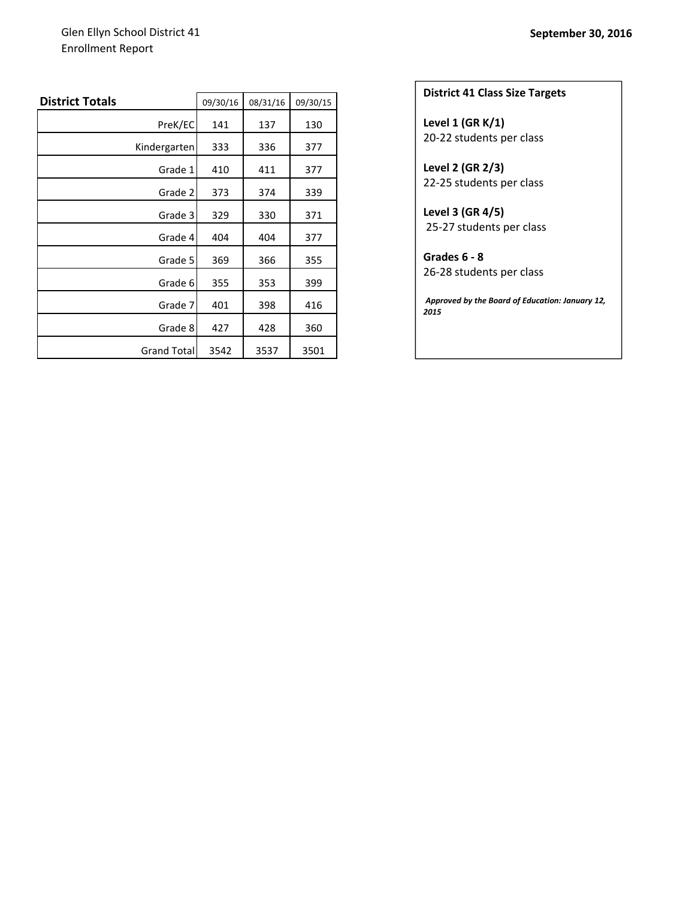Glen Ellyn School District 41
Enrollment Report

**September 30, 2016**

| District Totals | 09/30/16 | 08/31/16 | 09/30/15 |
|---|---|---|---|
| PreK/EC | 141 | 137 | 130 |
| Kindergarten | 333 | 336 | 377 |
| Grade 1 | 410 | 411 | 377 |
| Grade 2 | 373 | 374 | 339 |
| Grade 3 | 329 | 330 | 371 |
| Grade 4 | 404 | 404 | 377 |
| Grade 5 | 369 | 366 | 355 |
| Grade 6 | 355 | 353 | 399 |
| Grade 7 | 401 | 398 | 416 |
| Grade 8 | 427 | 428 | 360 |
| Grand Total | 3542 | 3537 | 3501 |

**District 41 Class Size Targets**

**Level 1 (GR K/1)**
20-22 students per class

**Level 2 (GR 2/3)**
22-25 students per class

**Level 3 (GR 4/5)**
25-27 students per class

**Grades 6 - 8**
26-28 students per class

***Approved by the Board of Education: January 12, 2015***